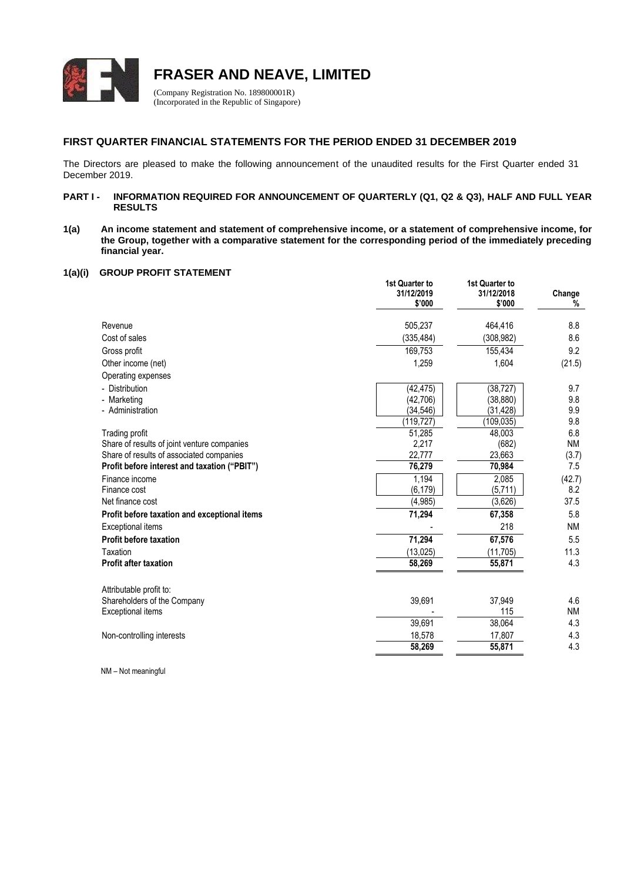# FRASER AND NEAVE, LIMITED

(Company Registration No. 189800001R)
(Incorporated in the Republic of Singapore)

## FIRST QUARTER FINANCIAL STATEMENTS FOR THE PERIOD ENDED 31 DECEMBER 2019

The Directors are pleased to make the following announcement of the unaudited results for the First Quarter ended 31 December 2019.

### PART I - INFORMATION REQUIRED FOR ANNOUNCEMENT OF QUARTERLY (Q1, Q2 & Q3), HALF AND FULL YEAR RESULTS

**1(a) An income statement and statement of comprehensive income, or a statement of comprehensive income, for the Group, together with a comparative statement for the corresponding period of the immediately preceding financial year.**

**1(a)(i) GROUP PROFIT STATEMENT**

| | 1st Quarter to 31/12/2019 $'000 | 1st Quarter to 31/12/2018 $'000 | Change % |
|---|---|---|---|
| Revenue | 505,237 | 464,416 | 8.8 |
| Cost of sales | (335,484) | (308,982) | 8.6 |
| Gross profit | 169,753 | 155,434 | 9.2 |
| Other income (net) | 1,259 | 1,604 | (21.5) |
| Operating expenses | | | |
| - Distribution | (42,475) | (38,727) | 9.7 |
| - Marketing | (42,706) | (38,880) | 9.8 |
| - Administration | (34,546) | (31,428) | 9.9 |
| | (119,727) | (109,035) | 9.8 |
| Trading profit | 51,285 | 48,003 | 6.8 |
| Share of results of joint venture companies | 2,217 | (682) | NM |
| Share of results of associated companies | 22,777 | 23,663 | (3.7) |
| **Profit before interest and taxation ("PBIT")** | **76,279** | **70,984** | 7.5 |
| Finance income | 1,194 | 2,085 | (42.7) |
| Finance cost | (6,179) | (5,711) | 8.2 |
| Net finance cost | (4,985) | (3,626) | 37.5 |
| **Profit before taxation and exceptional items** | **71,294** | **67,358** | 5.8 |
| Exceptional items | - | 218 | NM |
| **Profit before taxation** | **71,294** | **67,576** | 5.5 |
| Taxation | (13,025) | (11,705) | 11.3 |
| **Profit after taxation** | **58,269** | **55,871** | 4.3 |
| | | | |
| Attributable profit to: | | | |
| Shareholders of the Company | 39,691 | 37,949 | 4.6 |
| Exceptional items | - | 115 | NM |
| | 39,691 | 38,064 | 4.3 |
| Non-controlling interests | 18,578 | 17,807 | 4.3 |
| | **58,269** | **55,871** | 4.3 |

NM – Not meaningful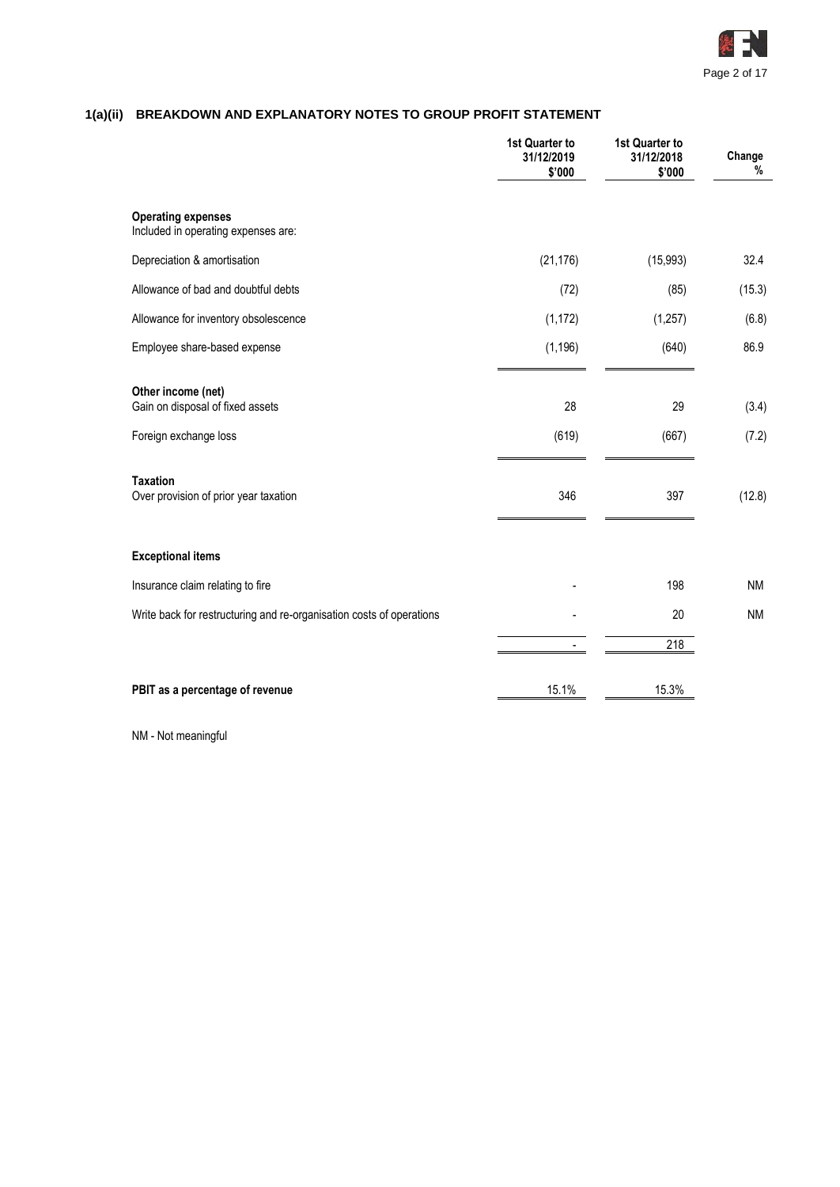## 1(a)(ii) BREAKDOWN AND EXPLANATORY NOTES TO GROUP PROFIT STATEMENT

| | 1st Quarter to 31/12/2019 $'000 | 1st Quarter to 31/12/2018 $'000 | Change % |
|---|---|---|---|
| **Operating expenses** | | | |
| Included in operating expenses are: | | | |
| Depreciation & amortisation | (21,176) | (15,993) | 32.4 |
| Allowance of bad and doubtful debts | (72) | (85) | (15.3) |
| Allowance for inventory obsolescence | (1,172) | (1,257) | (6.8) |
| Employee share-based expense | (1,196) | (640) | 86.9 |
| **Other income (net)** | | | |
| Gain on disposal of fixed assets | 28 | 29 | (3.4) |
| Foreign exchange loss | (619) | (667) | (7.2) |
| **Taxation** | | | |
| Over provision of prior year taxation | 346 | 397 | (12.8) |
| **Exceptional items** | | | |
| Insurance claim relating to fire | - | 198 | NM |
| Write back for restructuring and re-organisation costs of operations | - | 20 | NM |
| | - | 218 | |
| **PBIT as a percentage of revenue** | 15.1% | 15.3% | |

NM - Not meaningful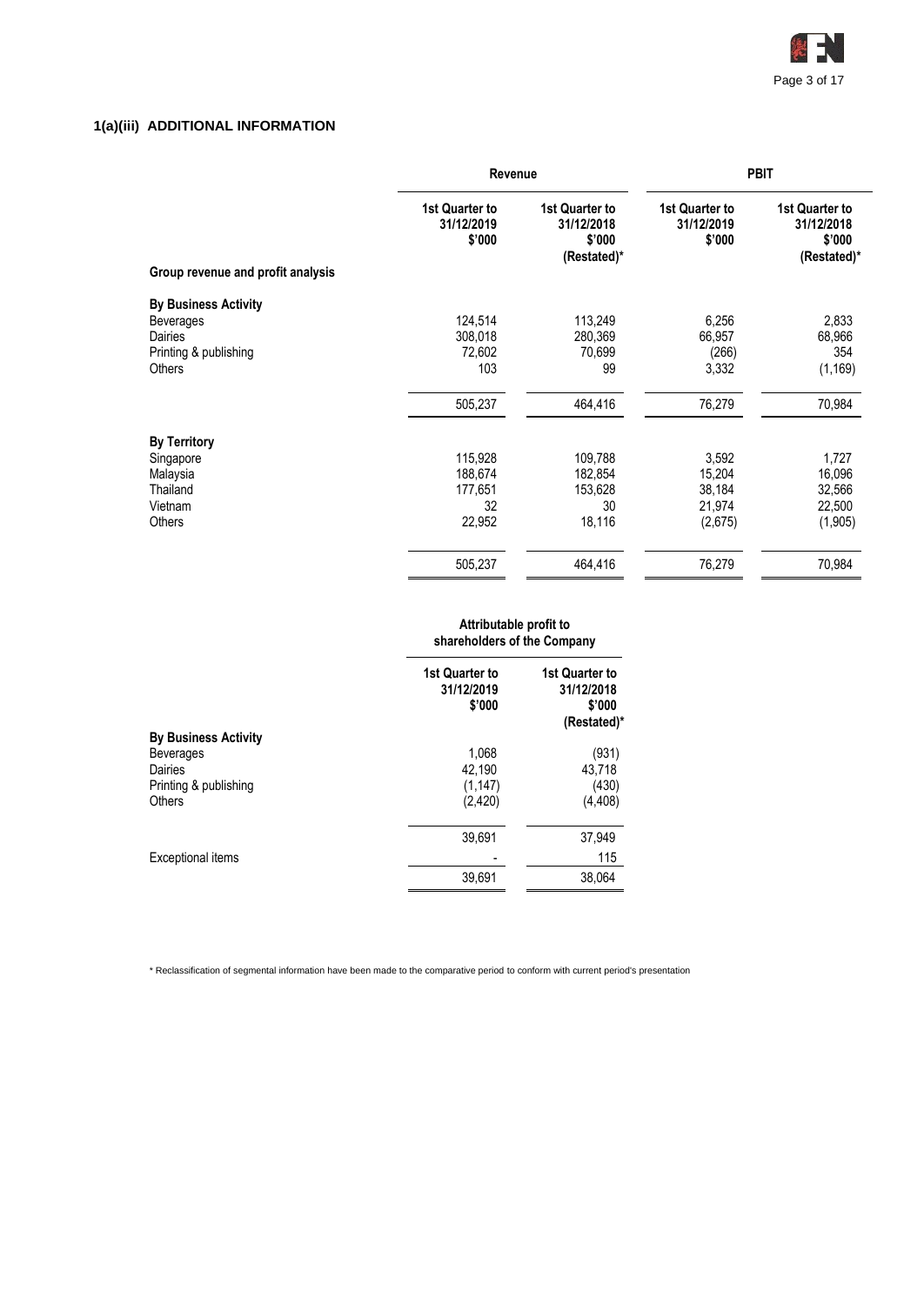## 1(a)(iii) ADDITIONAL INFORMATION

| | Revenue | | PBIT | |
|---|---|---|---|---|
| | 1st Quarter to 31/12/2019 $'000 | 1st Quarter to 31/12/2018 $'000 (Restated)* | 1st Quarter to 31/12/2019 $'000 | 1st Quarter to 31/12/2018 $'000 (Restated)* |
| **Group revenue and profit analysis** | | | | |
| **By Business Activity** | | | | |
| Beverages | 124,514 | 113,249 | 6,256 | 2,833 |
| Dairies | 308,018 | 280,369 | 66,957 | 68,966 |
| Printing & publishing | 72,602 | 70,699 | (266) | 354 |
| Others | 103 | 99 | 3,332 | (1,169) |
| | 505,237 | 464,416 | 76,279 | 70,984 |
| **By Territory** | | | | |
| Singapore | 115,928 | 109,788 | 3,592 | 1,727 |
| Malaysia | 188,674 | 182,854 | 15,204 | 16,096 |
| Thailand | 177,651 | 153,628 | 38,184 | 32,566 |
| Vietnam | 32 | 30 | 21,974 | 22,500 |
| Others | 22,952 | 18,116 | (2,675) | (1,905) |
| | 505,237 | 464,416 | 76,279 | 70,984 |

| | Attributable profit to shareholders of the Company | |
|---|---|---|
| | 1st Quarter to 31/12/2019 $'000 | 1st Quarter to 31/12/2018 $'000 (Restated)* |
| **By Business Activity** | | |
| Beverages | 1,068 | (931) |
| Dairies | 42,190 | 43,718 |
| Printing & publishing | (1,147) | (430) |
| Others | (2,420) | (4,408) |
| | 39,691 | 37,949 |
| Exceptional items | - | 115 |
| | 39,691 | 38,064 |

* Reclassification of segmental information have been made to the comparative period to conform with current period's presentation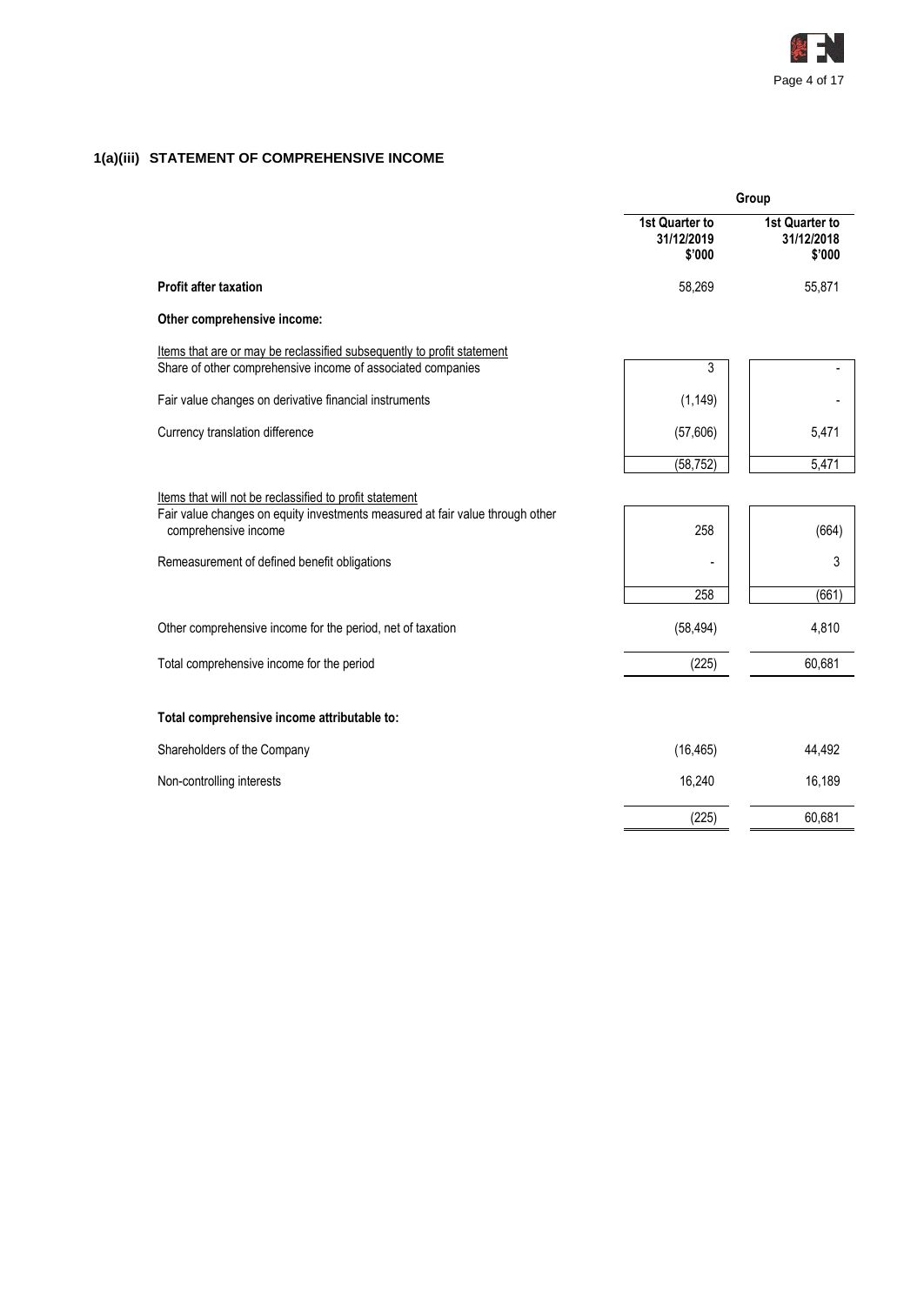## 1(a)(iii) STATEMENT OF COMPREHENSIVE INCOME

| | Group | |
|---|---|---|
| | 1st Quarter to 31/12/2019 $'000 | 1st Quarter to 31/12/2018 $'000 |
| **Profit after taxation** | 58,269 | 55,871 |
| **Other comprehensive income:** | | |
| Items that are or may be reclassified subsequently to profit statement | | |
| Share of other comprehensive income of associated companies | 3 | - |
| Fair value changes on derivative financial instruments | (1,149) | - |
| Currency translation difference | (57,606) | 5,471 |
| | (58,752) | 5,471 |
| Items that will not be reclassified to profit statement | | |
| Fair value changes on equity investments measured at fair value through other comprehensive income | 258 | (664) |
| Remeasurement of defined benefit obligations | - | 3 |
| | 258 | (661) |
| Other comprehensive income for the period, net of taxation | (58,494) | 4,810 |
| Total comprehensive income for the period | (225) | 60,681 |
| **Total comprehensive income attributable to:** | | |
| Shareholders of the Company | (16,465) | 44,492 |
| Non-controlling interests | 16,240 | 16,189 |
| | (225) | 60,681 |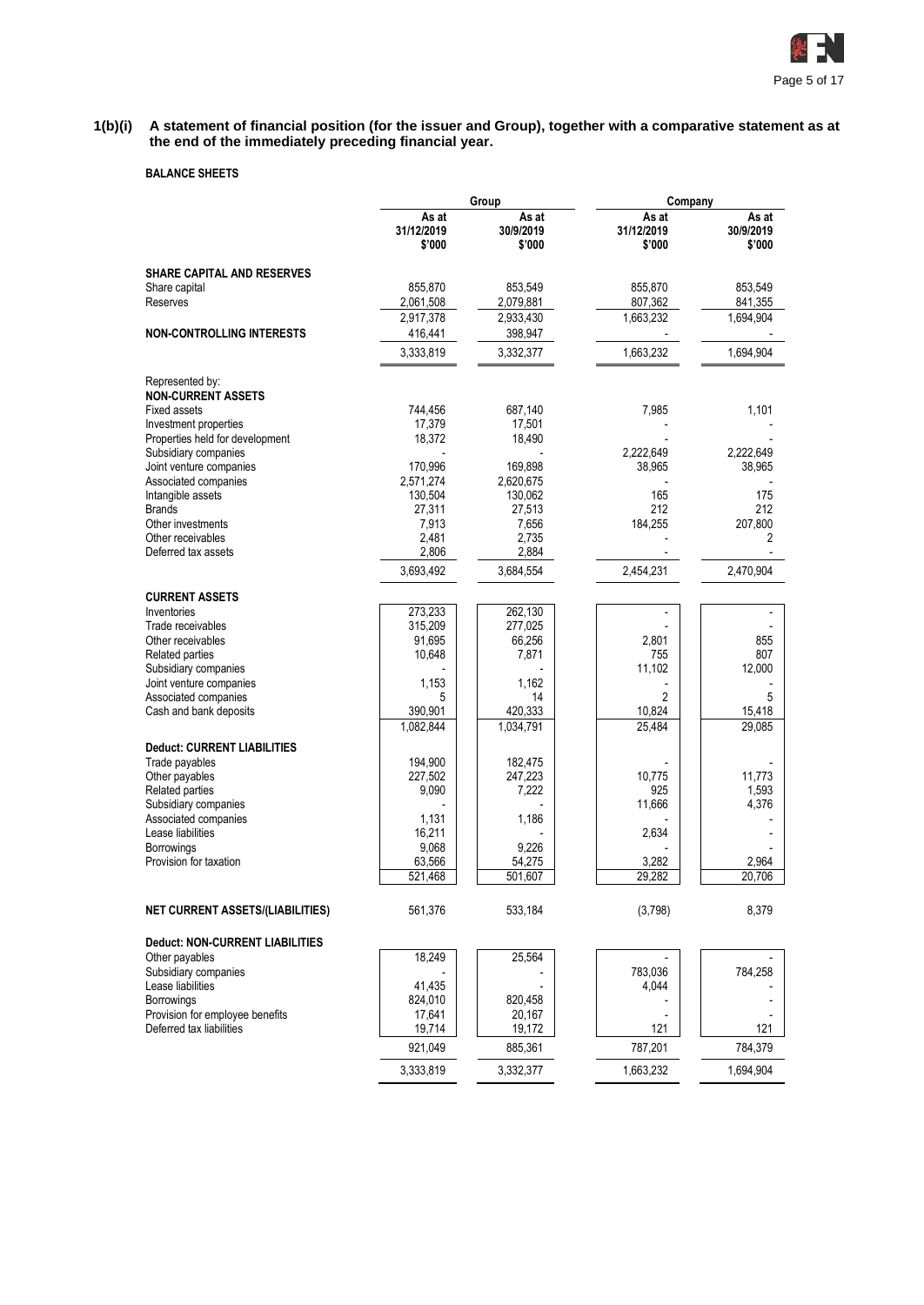**1(b)(i) A statement of financial position (for the issuer and Group), together with a comparative statement as at the end of the immediately preceding financial year.**

**BALANCE SHEETS**

| | Group | | Company | |
|---|---|---|---|---|
| | As at 31/12/2019 $'000 | As at 30/9/2019 $'000 | As at 31/12/2019 $'000 | As at 30/9/2019 $'000 |
| **SHARE CAPITAL AND RESERVES** | | | | |
| Share capital | 855,870 | 853,549 | 855,870 | 853,549 |
| Reserves | 2,061,508 | 2,079,881 | 807,362 | 841,355 |
| | 2,917,378 | 2,933,430 | 1,663,232 | 1,694,904 |
| **NON-CONTROLLING INTERESTS** | 416,441 | 398,947 | - | - |
| | 3,333,819 | 3,332,377 | 1,663,232 | 1,694,904 |
| Represented by: | | | | |
| **NON-CURRENT ASSETS** | | | | |
| Fixed assets | 744,456 | 687,140 | 7,985 | 1,101 |
| Investment properties | 17,379 | 17,501 | - | - |
| Properties held for development | 18,372 | 18,490 | - | - |
| Subsidiary companies | - | - | 2,222,649 | 2,222,649 |
| Joint venture companies | 170,996 | 169,898 | 38,965 | 38,965 |
| Associated companies | 2,571,274 | 2,620,675 | - | - |
| Intangible assets | 130,504 | 130,062 | 165 | 175 |
| Brands | 27,311 | 27,513 | 212 | 212 |
| Other investments | 7,913 | 7,656 | 184,255 | 207,800 |
| Other receivables | 2,481 | 2,735 | - | 2 |
| Deferred tax assets | 2,806 | 2,884 | - | - |
| | 3,693,492 | 3,684,554 | 2,454,231 | 2,470,904 |
| **CURRENT ASSETS** | | | | |
| Inventories | 273,233 | 262,130 | - | - |
| Trade receivables | 315,209 | 277,025 | - | - |
| Other receivables | 91,695 | 66,256 | 2,801 | 855 |
| Related parties | 10,648 | 7,871 | 755 | 807 |
| Subsidiary companies | - | - | 11,102 | 12,000 |
| Joint venture companies | 1,153 | 1,162 | - | - |
| Associated companies | 5 | 14 | 2 | 5 |
| Cash and bank deposits | 390,901 | 420,333 | 10,824 | 15,418 |
| | 1,082,844 | 1,034,791 | 25,484 | 29,085 |
| **Deduct: CURRENT LIABILITIES** | | | | |
| Trade payables | 194,900 | 182,475 | - | - |
| Other payables | 227,502 | 247,223 | 10,775 | 11,773 |
| Related parties | 9,090 | 7,222 | 925 | 1,593 |
| Subsidiary companies | - | - | 11,666 | 4,376 |
| Associated companies | 1,131 | 1,186 | - | - |
| Lease liabilities | 16,211 | - | 2,634 | - |
| Borrowings | 9,068 | 9,226 | - | - |
| Provision for taxation | 63,566 | 54,275 | 3,282 | 2,964 |
| | 521,468 | 501,607 | 29,282 | 20,706 |
| **NET CURRENT ASSETS/(LIABILITIES)** | 561,376 | 533,184 | (3,798) | 8,379 |
| **Deduct: NON-CURRENT LIABILITIES** | | | | |
| Other payables | 18,249 | 25,564 | - | - |
| Subsidiary companies | - | - | 783,036 | 784,258 |
| Lease liabilities | 41,435 | - | 4,044 | - |
| Borrowings | 824,010 | 820,458 | - | - |
| Provision for employee benefits | 17,641 | 20,167 | - | - |
| Deferred tax liabilities | 19,714 | 19,172 | 121 | 121 |
| | 921,049 | 885,361 | 787,201 | 784,379 |
| | 3,333,819 | 3,332,377 | 1,663,232 | 1,694,904 |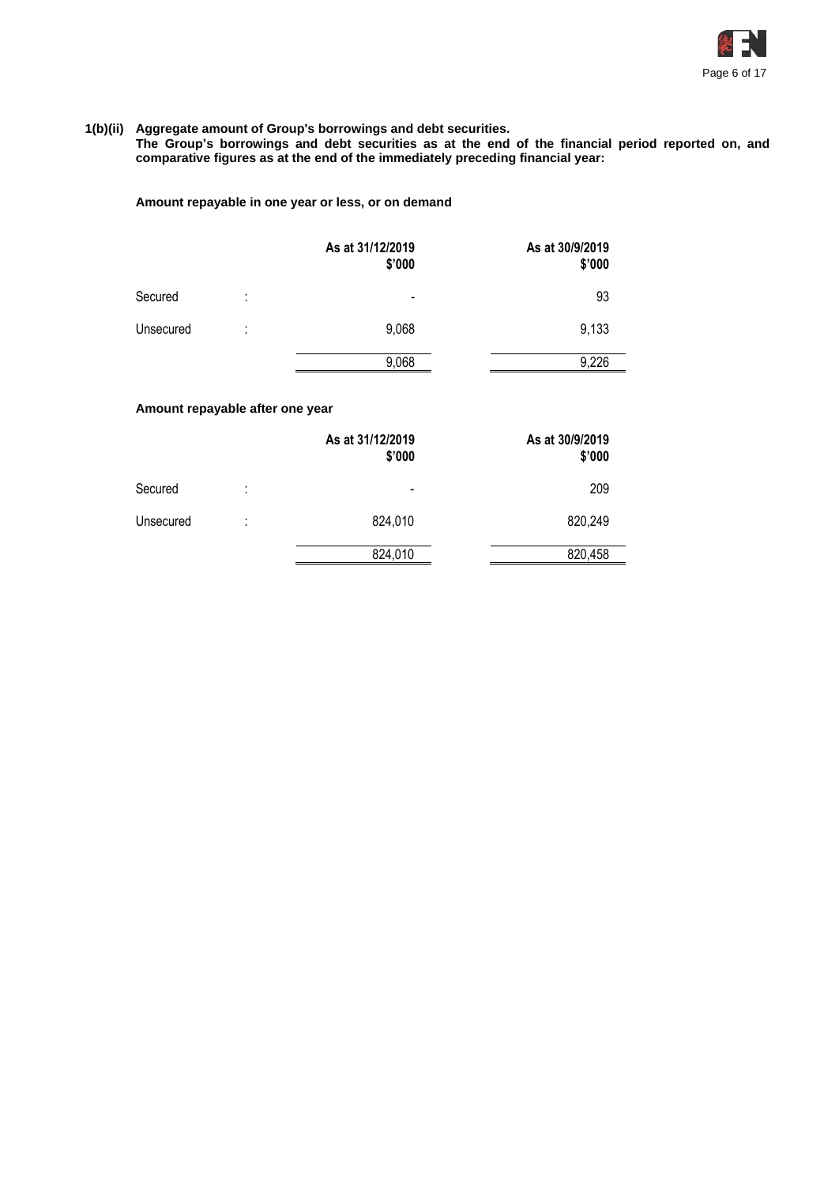**1(b)(ii) Aggregate amount of Group's borrowings and debt securities.**

**The Group's borrowings and debt securities as at the end of the financial period reported on, and comparative figures as at the end of the immediately preceding financial year:**

**Amount repayable in one year or less, or on demand**

| | | As at 31/12/2019 $'000 | As at 30/9/2019 $'000 |
|---|---|---|---|
| Secured | : | - | 93 |
| Unsecured | : | 9,068 | 9,133 |
| | | 9,068 | 9,226 |

**Amount repayable after one year**

| | | As at 31/12/2019 $'000 | As at 30/9/2019 $'000 |
|---|---|---|---|
| Secured | : | - | 209 |
| Unsecured | : | 824,010 | 820,249 |
| | | 824,010 | 820,458 |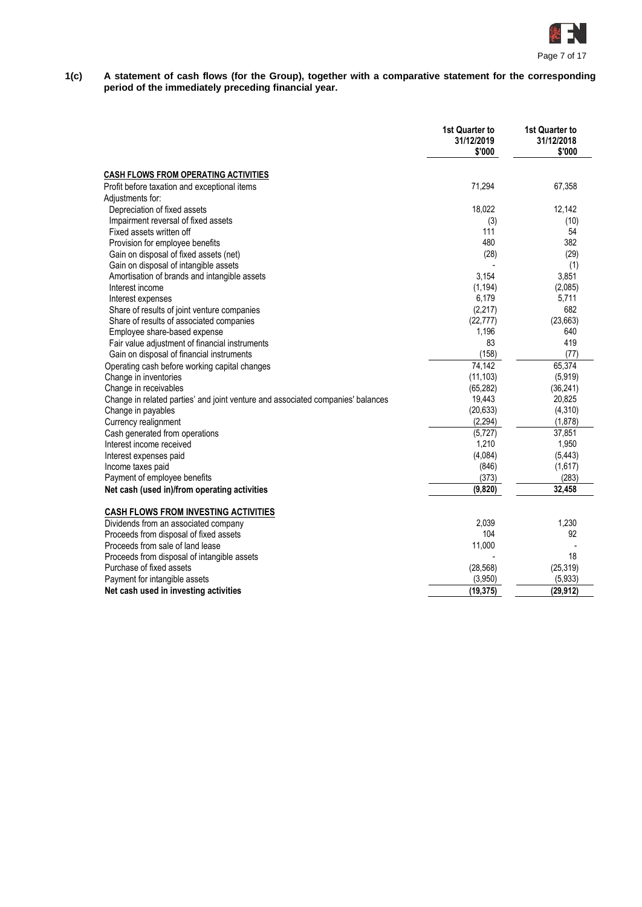**1(c) A statement of cash flows (for the Group), together with a comparative statement for the corresponding period of the immediately preceding financial year.**

| | 1st Quarter to 31/12/2019 $'000 | 1st Quarter to 31/12/2018 $'000 |
|---|---|---|
| **CASH FLOWS FROM OPERATING ACTIVITIES** | | |
| Profit before taxation and exceptional items | 71,294 | 67,358 |
| Adjustments for: | | |
| Depreciation of fixed assets | 18,022 | 12,142 |
| Impairment reversal of fixed assets | (3) | (10) |
| Fixed assets written off | 111 | 54 |
| Provision for employee benefits | 480 | 382 |
| Gain on disposal of fixed assets (net) | (28) | (29) |
| Gain on disposal of intangible assets | - | (1) |
| Amortisation of brands and intangible assets | 3,154 | 3,851 |
| Interest income | (1,194) | (2,085) |
| Interest expenses | 6,179 | 5,711 |
| Share of results of joint venture companies | (2,217) | 682 |
| Share of results of associated companies | (22,777) | (23,663) |
| Employee share-based expense | 1,196 | 640 |
| Fair value adjustment of financial instruments | 83 | 419 |
| Gain on disposal of financial instruments | (158) | (77) |
| Operating cash before working capital changes | 74,142 | 65,374 |
| Change in inventories | (11,103) | (5,919) |
| Change in receivables | (65,282) | (36,241) |
| Change in related parties' and joint venture and associated companies' balances | 19,443 | 20,825 |
| Change in payables | (20,633) | (4,310) |
| Currency realignment | (2,294) | (1,878) |
| Cash generated from operations | (5,727) | 37,851 |
| Interest income received | 1,210 | 1,950 |
| Interest expenses paid | (4,084) | (5,443) |
| Income taxes paid | (846) | (1,617) |
| Payment of employee benefits | (373) | (283) |
| **Net cash (used in)/from operating activities** | **(9,820)** | **32,458** |
| | | |
| **CASH FLOWS FROM INVESTING ACTIVITIES** | | |
| Dividends from an associated company | 2,039 | 1,230 |
| Proceeds from disposal of fixed assets | 104 | 92 |
| Proceeds from sale of land lease | 11,000 | - |
| Proceeds from disposal of intangible assets | - | 18 |
| Purchase of fixed assets | (28,568) | (25,319) |
| Payment for intangible assets | (3,950) | (5,933) |
| **Net cash used in investing activities** | **(19,375)** | **(29,912)** |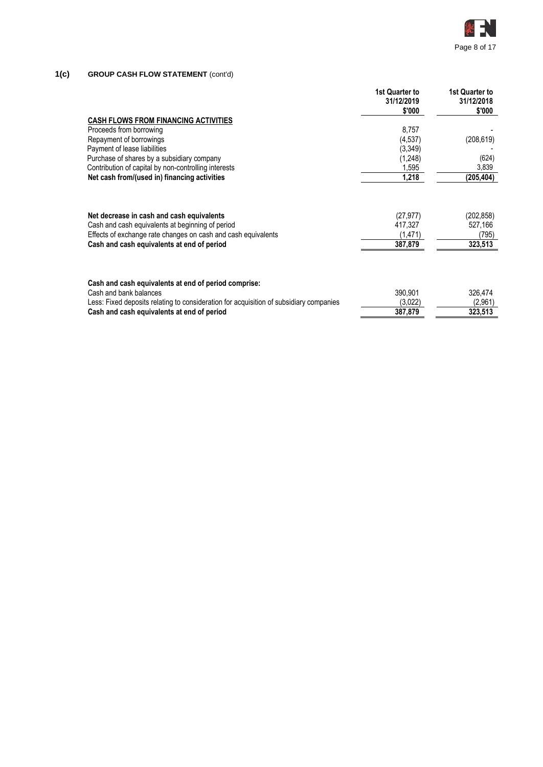## 1(c) GROUP CASH FLOW STATEMENT (cont'd)

| | 1st Quarter to 31/12/2019 $'000 | 1st Quarter to 31/12/2018 $'000 |
|---|---|---|
| **CASH FLOWS FROM FINANCING ACTIVITIES** | | |
| Proceeds from borrowing | 8,757 | - |
| Repayment of borrowings | (4,537) | (208,619) |
| Payment of lease liabilities | (3,349) | - |
| Purchase of shares by a subsidiary company | (1,248) | (624) |
| Contribution of capital by non-controlling interests | 1,595 | 3,839 |
| **Net cash from/(used in) financing activities** | **1,218** | **(205,404)** |
| | | |
| **Net decrease in cash and cash equivalents** | (27,977) | (202,858) |
| Cash and cash equivalents at beginning of period | 417,327 | 527,166 |
| Effects of exchange rate changes on cash and cash equivalents | (1,471) | (795) |
| **Cash and cash equivalents at end of period** | **387,879** | **323,513** |
| | | |
| **Cash and cash equivalents at end of period comprise:** | | |
| Cash and bank balances | 390,901 | 326,474 |
| Less: Fixed deposits relating to consideration for acquisition of subsidiary companies | (3,022) | (2,961) |
| **Cash and cash equivalents at end of period** | **387,879** | **323,513** |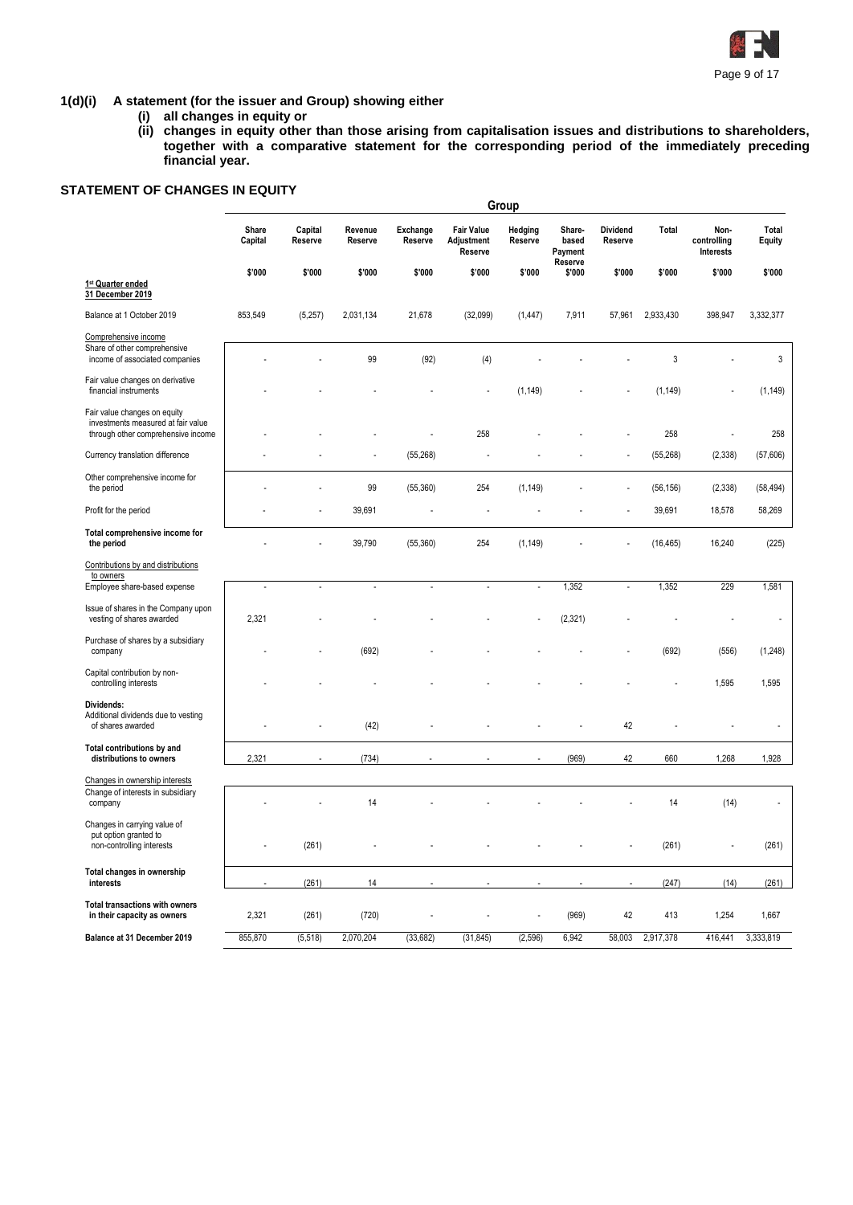## 1(d)(i) A statement (for the issuer and Group) showing either

**(i) all changes in equity or**

**(ii) changes in equity other than those arising from capitalisation issues and distributions to shareholders, together with a comparative statement for the corresponding period of the immediately preceding financial year.**

### STATEMENT OF CHANGES IN EQUITY

| | Group | | | | | | | | | | |
|---|---|---|---|---|---|---|---|---|---|---|---|
| | **Share Capital** | **Capital Reserve** | **Revenue Reserve** | **Exchange Reserve** | **Fair Value Adjustment Reserve** | **Hedging Reserve** | **Share-based Payment Reserve** | **Dividend Reserve** | **Total** | **Non-controlling Interests** | **Total Equity** |
| | **\$'000** | **\$'000** | **\$'000** | **\$'000** | **\$'000** | **\$'000** | **\$'000** | **\$'000** | **\$'000** | **\$'000** | **\$'000** |
| **1st Quarter ended 31 December 2019** | | | | | | | | | | | |
| Balance at 1 October 2019 | 853,549 | (5,257) | 2,031,134 | 21,678 | (32,099) | (1,447) | 7,911 | 57,961 | 2,933,430 | 398,947 | 3,332,377 |
| Comprehensive income | | | | | | | | | | | |
| Share of other comprehensive income of associated companies | - | - | 99 | (92) | (4) | - | - | - | 3 | - | 3 |
| Fair value changes on derivative financial instruments | - | - | - | - | - | (1,149) | - | - | (1,149) | - | (1,149) |
| Fair value changes on equity investments measured at fair value through other comprehensive income | - | - | - | - | 258 | - | - | - | 258 | - | 258 |
| Currency translation difference | - | - | - | (55,268) | - | - | - | - | (55,268) | (2,338) | (57,606) |
| Other comprehensive income for the period | - | - | 99 | (55,360) | 254 | (1,149) | - | - | (56,156) | (2,338) | (58,494) |
| Profit for the period | - | - | 39,691 | - | - | - | - | - | 39,691 | 18,578 | 58,269 |
| **Total comprehensive income for the period** | - | - | 39,790 | (55,360) | 254 | (1,149) | - | - | (16,465) | 16,240 | (225) |
| Contributions by and distributions to owners | | | | | | | | | | | |
| Employee share-based expense | - | - | - | - | - | - | 1,352 | - | 1,352 | 229 | 1,581 |
| Issue of shares in the Company upon vesting of shares awarded | 2,321 | - | - | - | - | - | (2,321) | - | - | - | - |
| Purchase of shares by a subsidiary company | - | - | (692) | - | - | - | - | - | (692) | (556) | (1,248) |
| Capital contribution by non-controlling interests | - | - | - | - | - | - | - | - | - | 1,595 | 1,595 |
| **Dividends:** | | | | | | | | | | | |
| Additional dividends due to vesting of shares awarded | - | - | (42) | - | - | - | - | 42 | - | - | - |
| **Total contributions by and distributions to owners** | 2,321 | - | (734) | - | - | - | (969) | 42 | 660 | 1,268 | 1,928 |
| Changes in ownership interests | | | | | | | | | | | |
| Change of interests in subsidiary company | - | - | 14 | - | - | - | - | - | 14 | (14) | - |
| Changes in carrying value of put option granted to non-controlling interests | - | (261) | - | - | - | - | - | - | (261) | - | (261) |
| **Total changes in ownership interests** | - | (261) | 14 | - | - | - | - | - | (247) | (14) | (261) |
| **Total transactions with owners in their capacity as owners** | 2,321 | (261) | (720) | - | - | - | (969) | 42 | 413 | 1,254 | 1,667 |
| **Balance at 31 December 2019** | 855,870 | (5,518) | 2,070,204 | (33,682) | (31,845) | (2,596) | 6,942 | 58,003 | 2,917,378 | 416,441 | 3,333,819 |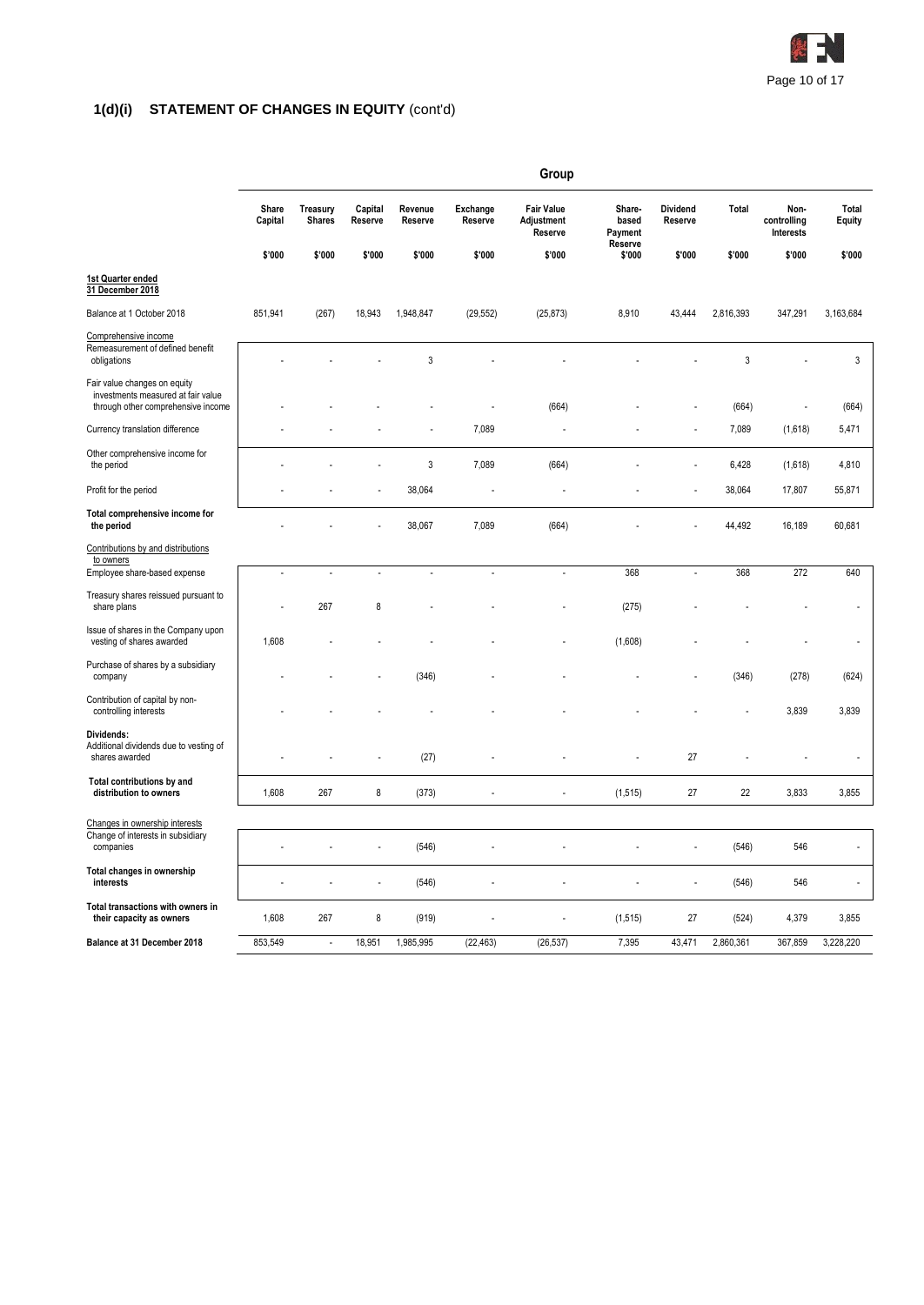## 1(d)(i) STATEMENT OF CHANGES IN EQUITY (cont'd)

| | Group | | | | | | | | | | |
|---|---|---|---|---|---|---|---|---|---|---|---|
| | Share Capital | Treasury Shares | Capital Reserve | Revenue Reserve | Exchange Reserve | Fair Value Adjustment Reserve | Share-based Payment Reserve | Dividend Reserve | Total | Non-controlling Interests | Total Equity |
| | $'000 | $'000 | $'000 | $'000 | $'000 | $'000 | $'000 | $'000 | $'000 | $'000 | $'000 |
| **1st Quarter ended 31 December 2018** | | | | | | | | | | | |
| Balance at 1 October 2018 | 851,941 | (267) | 18,943 | 1,948,847 | (29,552) | (25,873) | 8,910 | 43,444 | 2,816,393 | 347,291 | 3,163,684 |
| Comprehensive income | | | | | | | | | | | |
| Remeasurement of defined benefit obligations | - | - | - | 3 | - | - | - | - | 3 | - | 3 |
| Fair value changes on equity investments measured at fair value through other comprehensive income | - | - | - | - | - | (664) | - | - | (664) | - | (664) |
| Currency translation difference | - | - | - | - | 7,089 | - | - | - | 7,089 | (1,618) | 5,471 |
| Other comprehensive income for the period | - | - | - | 3 | 7,089 | (664) | - | - | 6,428 | (1,618) | 4,810 |
| Profit for the period | - | - | - | 38,064 | - | - | - | - | 38,064 | 17,807 | 55,871 |
| **Total comprehensive income for the period** | - | - | - | 38,067 | 7,089 | (664) | - | - | 44,492 | 16,189 | 60,681 |
| Contributions by and distributions to owners | | | | | | | | | | | |
| Employee share-based expense | - | - | - | - | - | - | 368 | - | 368 | 272 | 640 |
| Treasury shares reissued pursuant to share plans | - | 267 | 8 | - | - | - | (275) | - | - | - | - |
| Issue of shares in the Company upon vesting of shares awarded | 1,608 | - | - | - | - | - | (1,608) | - | - | - | - |
| Purchase of shares by a subsidiary company | - | - | - | (346) | - | - | - | - | (346) | (278) | (624) |
| Contribution of capital by non-controlling interests | - | - | - | - | - | - | - | - | - | 3,839 | 3,839 |
| **Dividends:** | | | | | | | | | | | |
| Additional dividends due to vesting of shares awarded | - | - | - | (27) | - | - | - | 27 | - | - | - |
| **Total contributions by and distribution to owners** | 1,608 | 267 | 8 | (373) | - | - | (1,515) | 27 | 22 | 3,833 | 3,855 |
| Changes in ownership interests | | | | | | | | | | | |
| Change of interests in subsidiary companies | - | - | - | (546) | - | - | - | - | (546) | 546 | - |
| **Total changes in ownership interests** | - | - | - | (546) | - | - | - | - | (546) | 546 | - |
| **Total transactions with owners in their capacity as owners** | 1,608 | 267 | 8 | (919) | - | - | (1,515) | 27 | (524) | 4,379 | 3,855 |
| **Balance at 31 December 2018** | 853,549 | - | 18,951 | 1,985,995 | (22,463) | (26,537) | 7,395 | 43,471 | 2,860,361 | 367,859 | 3,228,220 |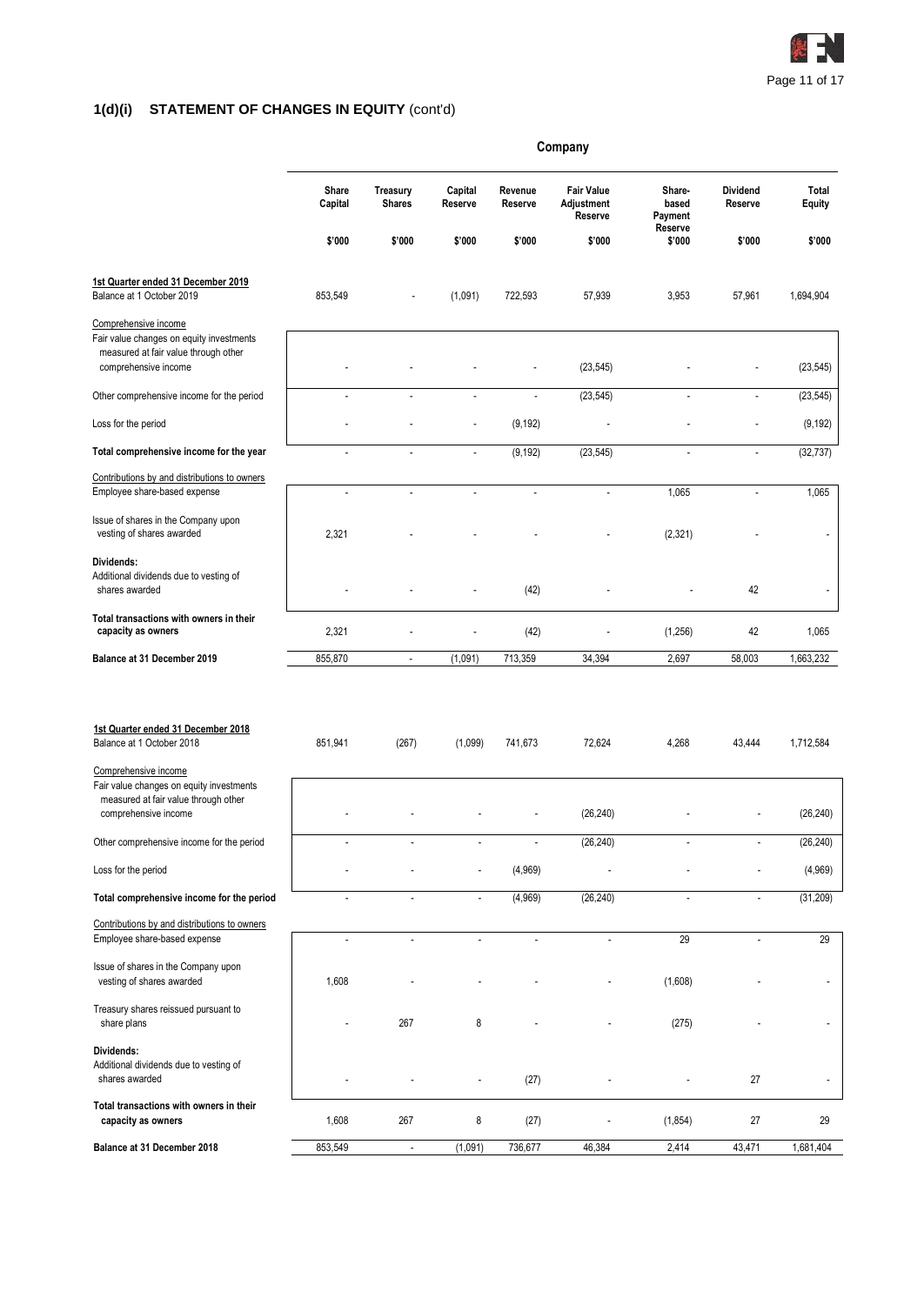## 1(d)(i) STATEMENT OF CHANGES IN EQUITY (cont'd)

| | Company | | | | | | | |
|---|---|---|---|---|---|---|---|---|
| | Share Capital | Treasury Shares | Capital Reserve | Revenue Reserve | Fair Value Adjustment Reserve | Share-based Payment Reserve | Dividend Reserve | Total Equity |
| | $'000 | $'000 | $'000 | $'000 | $'000 | $'000 | $'000 | $'000 |
| **1st Quarter ended 31 December 2019** | | | | | | | | |
| Balance at 1 October 2019 | 853,549 | - | (1,091) | 722,593 | 57,939 | 3,953 | 57,961 | 1,694,904 |
| Comprehensive income | | | | | | | | |
| Fair value changes on equity investments measured at fair value through other comprehensive income | - | - | - | - | (23,545) | - | - | (23,545) |
| Other comprehensive income for the period | - | - | - | - | (23,545) | - | - | (23,545) |
| Loss for the period | - | - | - | (9,192) | - | - | - | (9,192) |
| **Total comprehensive income for the year** | - | - | - | (9,192) | (23,545) | - | - | (32,737) |
| Contributions by and distributions to owners | | | | | | | | |
| Employee share-based expense | - | - | - | - | - | 1,065 | - | 1,065 |
| Issue of shares in the Company upon vesting of shares awarded | 2,321 | - | - | - | - | (2,321) | - | - |
| **Dividends:** | | | | | | | | |
| Additional dividends due to vesting of shares awarded | - | - | - | (42) | - | - | 42 | - |
| **Total transactions with owners in their capacity as owners** | 2,321 | - | - | (42) | - | (1,256) | 42 | 1,065 |
| **Balance at 31 December 2019** | 855,870 | - | (1,091) | 713,359 | 34,394 | 2,697 | 58,003 | 1,663,232 |
| | | | | | | | | |
| **1st Quarter ended 31 December 2018** | | | | | | | | |
| Balance at 1 October 2018 | 851,941 | (267) | (1,099) | 741,673 | 72,624 | 4,268 | 43,444 | 1,712,584 |
| Comprehensive income | | | | | | | | |
| Fair value changes on equity investments measured at fair value through other comprehensive income | - | - | - | - | (26,240) | - | - | (26,240) |
| Other comprehensive income for the period | - | - | - | - | (26,240) | - | - | (26,240) |
| Loss for the period | - | - | - | (4,969) | - | - | - | (4,969) |
| **Total comprehensive income for the period** | - | - | - | (4,969) | (26,240) | - | - | (31,209) |
| Contributions by and distributions to owners | | | | | | | | |
| Employee share-based expense | - | - | - | - | - | 29 | - | 29 |
| Issue of shares in the Company upon vesting of shares awarded | 1,608 | - | - | - | - | (1,608) | - | - |
| Treasury shares reissued pursuant to share plans | - | 267 | 8 | - | - | (275) | - | - |
| **Dividends:** | | | | | | | | |
| Additional dividends due to vesting of shares awarded | - | - | - | (27) | - | - | 27 | - |
| **Total transactions with owners in their capacity as owners** | 1,608 | 267 | 8 | (27) | - | (1,854) | 27 | 29 |
| **Balance at 31 December 2018** | 853,549 | - | (1,091) | 736,677 | 46,384 | 2,414 | 43,471 | 1,681,404 |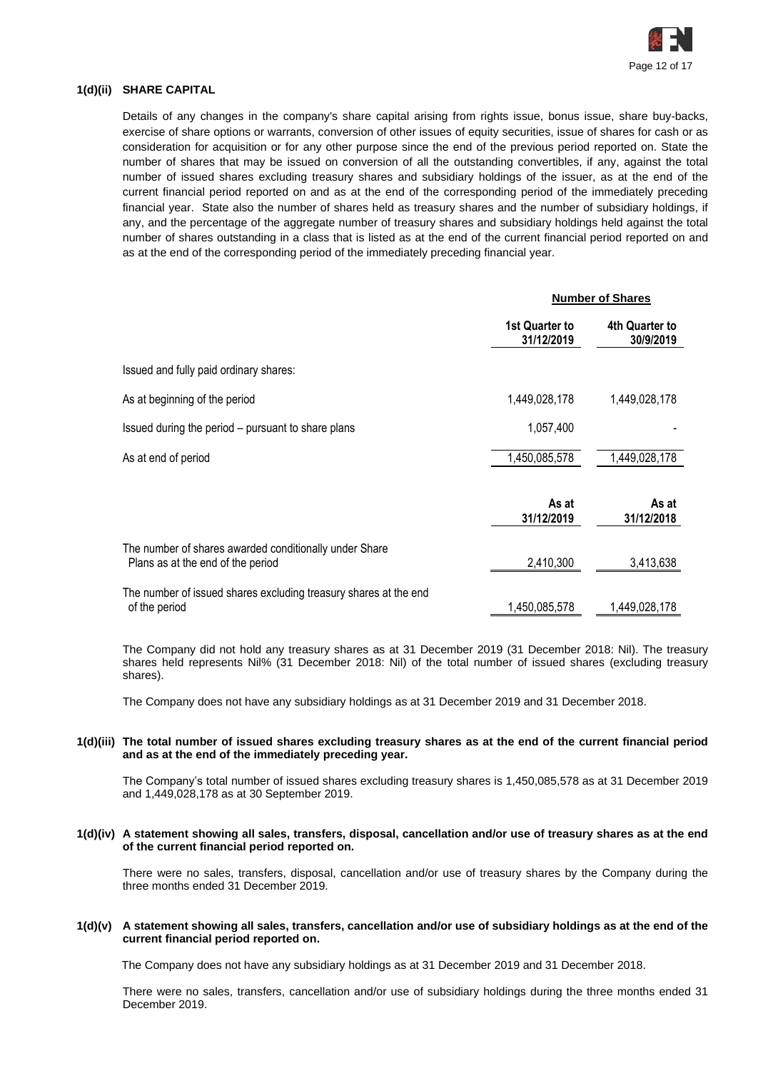### 1(d)(ii) SHARE CAPITAL

Details of any changes in the company's share capital arising from rights issue, bonus issue, share buy-backs, exercise of share options or warrants, conversion of other issues of equity securities, issue of shares for cash or as consideration for acquisition or for any other purpose since the end of the previous period reported on. State the number of shares that may be issued on conversion of all the outstanding convertibles, if any, against the total number of issued shares excluding treasury shares and subsidiary holdings of the issuer, as at the end of the current financial period reported on and as at the end of the corresponding period of the immediately preceding financial year. State also the number of shares held as treasury shares and the number of subsidiary holdings, if any, and the percentage of the aggregate number of treasury shares and subsidiary holdings held against the total number of shares outstanding in a class that is listed as at the end of the current financial period reported on and as at the end of the corresponding period of the immediately preceding financial year.

| | Number of Shares | |
|---|---|---|
| | 1st Quarter to 31/12/2019 | 4th Quarter to 30/9/2019 |
| Issued and fully paid ordinary shares: | | |
| As at beginning of the period | 1,449,028,178 | 1,449,028,178 |
| Issued during the period – pursuant to share plans | 1,057,400 | - |
| As at end of period | 1,450,085,578 | 1,449,028,178 |

| | As at 31/12/2019 | As at 31/12/2018 |
|---|---|---|
| The number of shares awarded conditionally under Share Plans as at the end of the period | 2,410,300 | 3,413,638 |
| The number of issued shares excluding treasury shares at the end of the period | 1,450,085,578 | 1,449,028,178 |

The Company did not hold any treasury shares as at 31 December 2019 (31 December 2018: Nil). The treasury shares held represents Nil% (31 December 2018: Nil) of the total number of issued shares (excluding treasury shares).

The Company does not have any subsidiary holdings as at 31 December 2019 and 31 December 2018.

### 1(d)(iii) The total number of issued shares excluding treasury shares as at the end of the current financial period and as at the end of the immediately preceding year.

The Company's total number of issued shares excluding treasury shares is 1,450,085,578 as at 31 December 2019 and 1,449,028,178 as at 30 September 2019.

### 1(d)(iv) A statement showing all sales, transfers, disposal, cancellation and/or use of treasury shares as at the end of the current financial period reported on.

There were no sales, transfers, disposal, cancellation and/or use of treasury shares by the Company during the three months ended 31 December 2019.

### 1(d)(v) A statement showing all sales, transfers, cancellation and/or use of subsidiary holdings as at the end of the current financial period reported on.

The Company does not have any subsidiary holdings as at 31 December 2019 and 31 December 2018.

There were no sales, transfers, cancellation and/or use of subsidiary holdings during the three months ended 31 December 2019.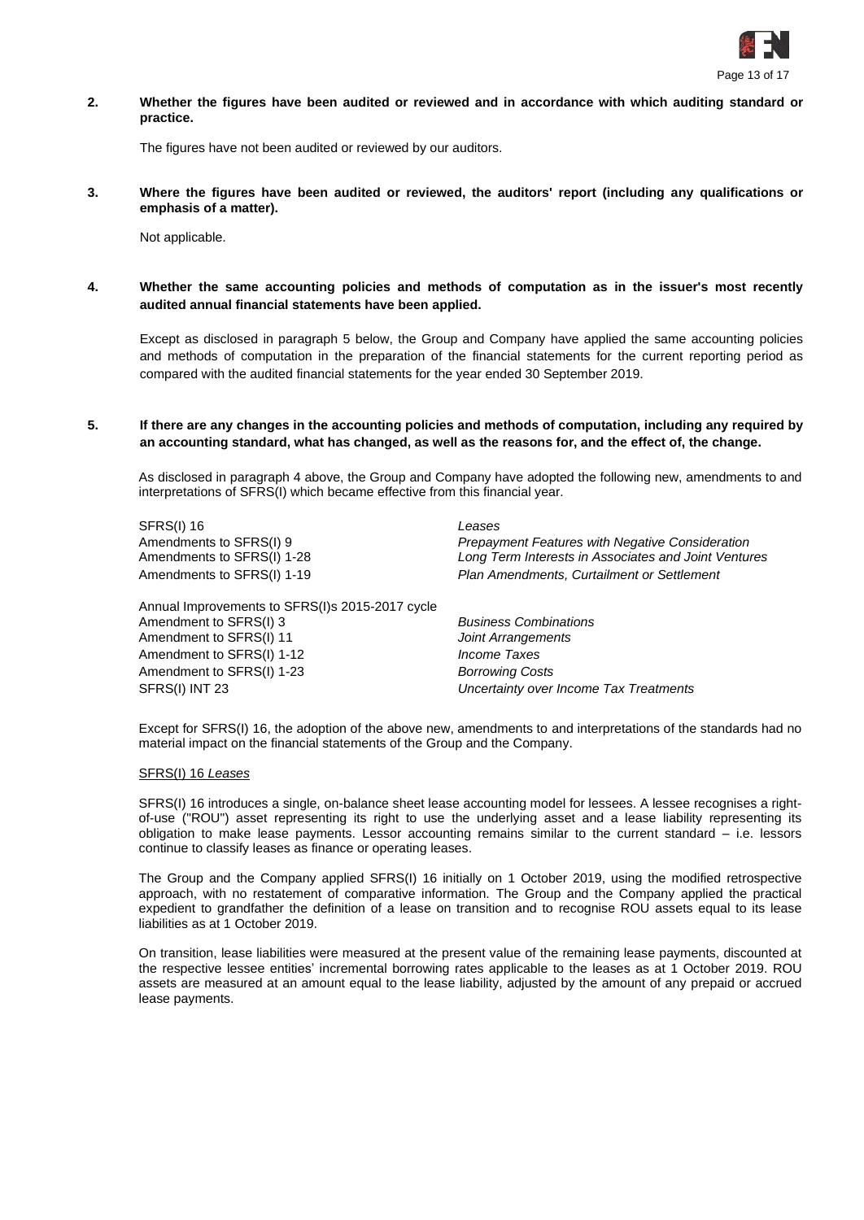**2. Whether the figures have been audited or reviewed and in accordance with which auditing standard or practice.**

The figures have not been audited or reviewed by our auditors.

**3. Where the figures have been audited or reviewed, the auditors' report (including any qualifications or emphasis of a matter).**

Not applicable.

**4. Whether the same accounting policies and methods of computation as in the issuer's most recently audited annual financial statements have been applied.**

Except as disclosed in paragraph 5 below, the Group and Company have applied the same accounting policies and methods of computation in the preparation of the financial statements for the current reporting period as compared with the audited financial statements for the year ended 30 September 2019.

**5. If there are any changes in the accounting policies and methods of computation, including any required by an accounting standard, what has changed, as well as the reasons for, and the effect of, the change.**

As disclosed in paragraph 4 above, the Group and Company have adopted the following new, amendments to and interpretations of SFRS(I) which became effective from this financial year.

| | |
|---|---|
| SFRS(I) 16 | *Leases* |
| Amendments to SFRS(I) 9 | *Prepayment Features with Negative Consideration* |
| Amendments to SFRS(I) 1-28 | *Long Term Interests in Associates and Joint Ventures* |
| Amendments to SFRS(I) 1-19 | *Plan Amendments, Curtailment or Settlement* |
| Annual Improvements to SFRS(I)s 2015-2017 cycle | |
| Amendment to SFRS(I) 3 | *Business Combinations* |
| Amendment to SFRS(I) 11 | *Joint Arrangements* |
| Amendment to SFRS(I) 1-12 | *Income Taxes* |
| Amendment to SFRS(I) 1-23 | *Borrowing Costs* |
| SFRS(I) INT 23 | *Uncertainty over Income Tax Treatments* |

Except for SFRS(I) 16, the adoption of the above new, amendments to and interpretations of the standards had no material impact on the financial statements of the Group and the Company.

<u>SFRS(I) 16 *Leases*</u>

SFRS(I) 16 introduces a single, on-balance sheet lease accounting model for lessees. A lessee recognises a right-of-use ("ROU") asset representing its right to use the underlying asset and a lease liability representing its obligation to make lease payments. Lessor accounting remains similar to the current standard – i.e. lessors continue to classify leases as finance or operating leases.

The Group and the Company applied SFRS(I) 16 initially on 1 October 2019, using the modified retrospective approach, with no restatement of comparative information. The Group and the Company applied the practical expedient to grandfather the definition of a lease on transition and to recognise ROU assets equal to its lease liabilities as at 1 October 2019.

On transition, lease liabilities were measured at the present value of the remaining lease payments, discounted at the respective lessee entities' incremental borrowing rates applicable to the leases as at 1 October 2019. ROU assets are measured at an amount equal to the lease liability, adjusted by the amount of any prepaid or accrued lease payments.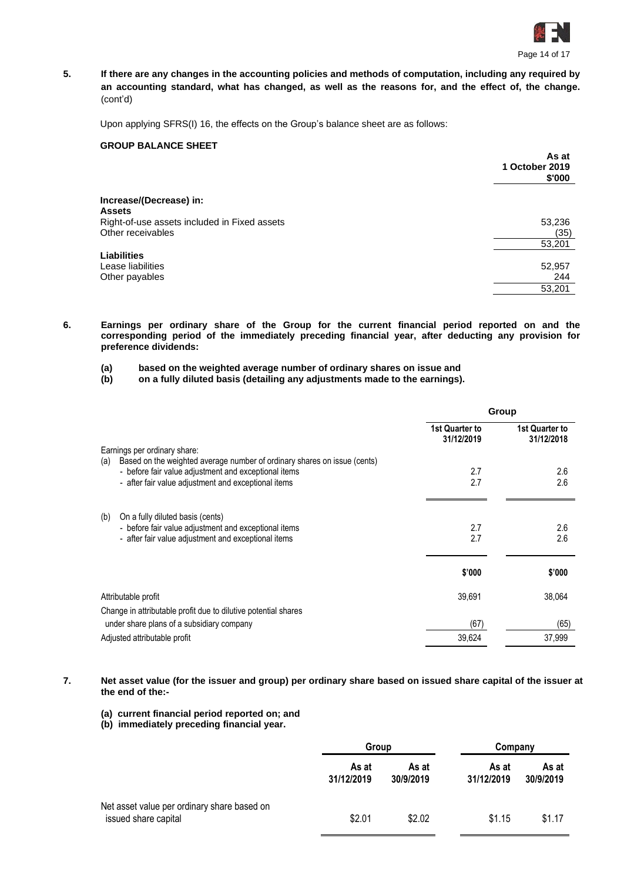**5. If there are any changes in the accounting policies and methods of computation, including any required by an accounting standard, what has changed, as well as the reasons for, and the effect of, the change.** (cont'd)

Upon applying SFRS(I) 16, the effects on the Group's balance sheet are as follows:

**GROUP BALANCE SHEET**

| | **As at 1 October 2019 $'000** |
|---|---|
| **Increase/(Decrease) in:** | |
| **Assets** | |
| Right-of-use assets included in Fixed assets | 53,236 |
| Other receivables | (35) |
| | 53,201 |
| **Liabilities** | |
| Lease liabilities | 52,957 |
| Other payables | 244 |
| | 53,201 |

**6. Earnings per ordinary share of the Group for the current financial period reported on and the corresponding period of the immediately preceding financial year, after deducting any provision for preference dividends:**

**(a) based on the weighted average number of ordinary shares on issue and**
**(b) on a fully diluted basis (detailing any adjustments made to the earnings).**

| | **Group** | |
|---|---|---|
| | **1st Quarter to 31/12/2019** | **1st Quarter to 31/12/2018** |
| Earnings per ordinary share: | | |
| (a) Based on the weighted average number of ordinary shares on issue (cents) | | |
| - before fair value adjustment and exceptional items | 2.7 | 2.6 |
| - after fair value adjustment and exceptional items | 2.7 | 2.6 |
| (b) On a fully diluted basis (cents) | | |
| - before fair value adjustment and exceptional items | 2.7 | 2.6 |
| - after fair value adjustment and exceptional items | 2.7 | 2.6 |
| | **$'000** | **$'000** |
| Attributable profit | 39,691 | 38,064 |
| Change in attributable profit due to dilutive potential shares under share plans of a subsidiary company | (67) | (65) |
| Adjusted attributable profit | 39,624 | 37,999 |

**7. Net asset value (for the issuer and group) per ordinary share based on issued share capital of the issuer at the end of the:-**

**(a) current financial period reported on; and**
**(b) immediately preceding financial year.**

| | **Group** | | **Company** | |
|---|---|---|---|---|
| | **As at 31/12/2019** | **As at 30/9/2019** | **As at 31/12/2019** | **As at 30/9/2019** |
| Net asset value per ordinary share based on issued share capital | $2.01 | $2.02 | $1.15 | $1.17 |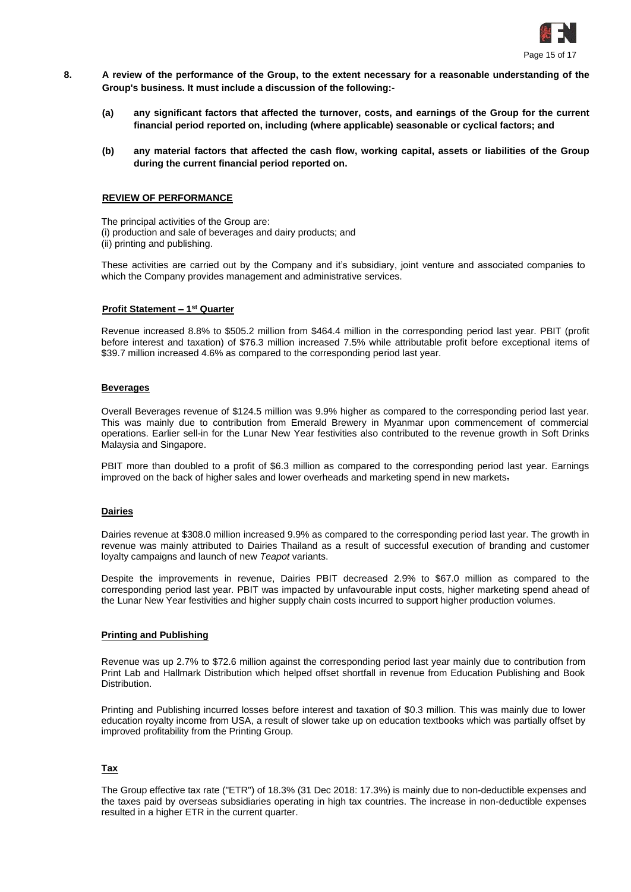**8. A review of the performance of the Group, to the extent necessary for a reasonable understanding of the Group's business. It must include a discussion of the following:-**

**(a) any significant factors that affected the turnover, costs, and earnings of the Group for the current financial period reported on, including (where applicable) seasonable or cyclical factors; and**

**(b) any material factors that affected the cash flow, working capital, assets or liabilities of the Group during the current financial period reported on.**

**REVIEW OF PERFORMANCE**

The principal activities of the Group are:
(i) production and sale of beverages and dairy products; and
(ii) printing and publishing.

These activities are carried out by the Company and it's subsidiary, joint venture and associated companies to which the Company provides management and administrative services.

**Profit Statement – 1st Quarter**

Revenue increased 8.8% to $505.2 million from $464.4 million in the corresponding period last year. PBIT (profit before interest and taxation) of $76.3 million increased 7.5% while attributable profit before exceptional items of $39.7 million increased 4.6% as compared to the corresponding period last year.

**Beverages**

Overall Beverages revenue of $124.5 million was 9.9% higher as compared to the corresponding period last year. This was mainly due to contribution from Emerald Brewery in Myanmar upon commencement of commercial operations. Earlier sell-in for the Lunar New Year festivities also contributed to the revenue growth in Soft Drinks Malaysia and Singapore.

PBIT more than doubled to a profit of $6.3 million as compared to the corresponding period last year. Earnings improved on the back of higher sales and lower overheads and marketing spend in new markets.

**Dairies**

Dairies revenue at $308.0 million increased 9.9% as compared to the corresponding period last year. The growth in revenue was mainly attributed to Dairies Thailand as a result of successful execution of branding and customer loyalty campaigns and launch of new *Teapot* variants.

Despite the improvements in revenue, Dairies PBIT decreased 2.9% to $67.0 million as compared to the corresponding period last year. PBIT was impacted by unfavourable input costs, higher marketing spend ahead of the Lunar New Year festivities and higher supply chain costs incurred to support higher production volumes.

**Printing and Publishing**

Revenue was up 2.7% to $72.6 million against the corresponding period last year mainly due to contribution from Print Lab and Hallmark Distribution which helped offset shortfall in revenue from Education Publishing and Book Distribution.

Printing and Publishing incurred losses before interest and taxation of $0.3 million. This was mainly due to lower education royalty income from USA, a result of slower take up on education textbooks which was partially offset by improved profitability from the Printing Group.

**Tax**

The Group effective tax rate ("ETR") of 18.3% (31 Dec 2018: 17.3%) is mainly due to non-deductible expenses and the taxes paid by overseas subsidiaries operating in high tax countries. The increase in non-deductible expenses resulted in a higher ETR in the current quarter.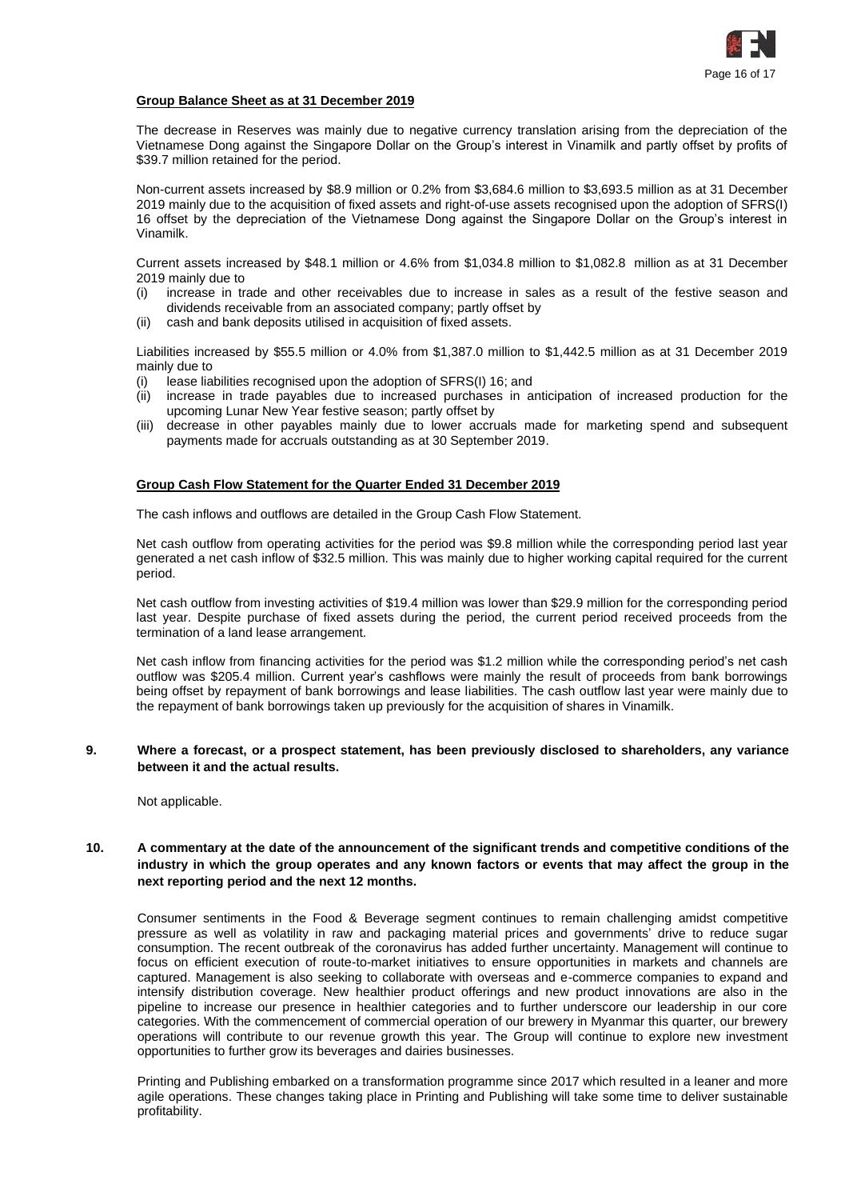**Group Balance Sheet as at 31 December 2019**

The decrease in Reserves was mainly due to negative currency translation arising from the depreciation of the Vietnamese Dong against the Singapore Dollar on the Group's interest in Vinamilk and partly offset by profits of $39.7 million retained for the period.

Non-current assets increased by $8.9 million or 0.2% from $3,684.6 million to $3,693.5 million as at 31 December 2019 mainly due to the acquisition of fixed assets and right-of-use assets recognised upon the adoption of SFRS(I) 16 offset by the depreciation of the Vietnamese Dong against the Singapore Dollar on the Group's interest in Vinamilk.

Current assets increased by $48.1 million or 4.6% from $1,034.8 million to $1,082.8 million as at 31 December 2019 mainly due to

(i) increase in trade and other receivables due to increase in sales as a result of the festive season and dividends receivable from an associated company; partly offset by
(ii) cash and bank deposits utilised in acquisition of fixed assets.

Liabilities increased by $55.5 million or 4.0% from $1,387.0 million to $1,442.5 million as at 31 December 2019 mainly due to

(i) lease liabilities recognised upon the adoption of SFRS(I) 16; and
(ii) increase in trade payables due to increased purchases in anticipation of increased production for the upcoming Lunar New Year festive season; partly offset by
(iii) decrease in other payables mainly due to lower accruals made for marketing spend and subsequent payments made for accruals outstanding as at 30 September 2019.

**Group Cash Flow Statement for the Quarter Ended 31 December 2019**

The cash inflows and outflows are detailed in the Group Cash Flow Statement.

Net cash outflow from operating activities for the period was $9.8 million while the corresponding period last year generated a net cash inflow of $32.5 million. This was mainly due to higher working capital required for the current period.

Net cash outflow from investing activities of $19.4 million was lower than $29.9 million for the corresponding period last year. Despite purchase of fixed assets during the period, the current period received proceeds from the termination of a land lease arrangement.

Net cash inflow from financing activities for the period was $1.2 million while the corresponding period's net cash outflow was $205.4 million. Current year's cashflows were mainly the result of proceeds from bank borrowings being offset by repayment of bank borrowings and lease liabilities. The cash outflow last year were mainly due to the repayment of bank borrowings taken up previously for the acquisition of shares in Vinamilk.

**9. Where a forecast, or a prospect statement, has been previously disclosed to shareholders, any variance between it and the actual results.**

Not applicable.

**10. A commentary at the date of the announcement of the significant trends and competitive conditions of the industry in which the group operates and any known factors or events that may affect the group in the next reporting period and the next 12 months.**

Consumer sentiments in the Food & Beverage segment continues to remain challenging amidst competitive pressure as well as volatility in raw and packaging material prices and governments' drive to reduce sugar consumption. The recent outbreak of the coronavirus has added further uncertainty. Management will continue to focus on efficient execution of route-to-market initiatives to ensure opportunities in markets and channels are captured. Management is also seeking to collaborate with overseas and e-commerce companies to expand and intensify distribution coverage. New healthier product offerings and new product innovations are also in the pipeline to increase our presence in healthier categories and to further underscore our leadership in our core categories. With the commencement of commercial operation of our brewery in Myanmar this quarter, our brewery operations will contribute to our revenue growth this year. The Group will continue to explore new investment opportunities to further grow its beverages and dairies businesses.

Printing and Publishing embarked on a transformation programme since 2017 which resulted in a leaner and more agile operations. These changes taking place in Printing and Publishing will take some time to deliver sustainable profitability.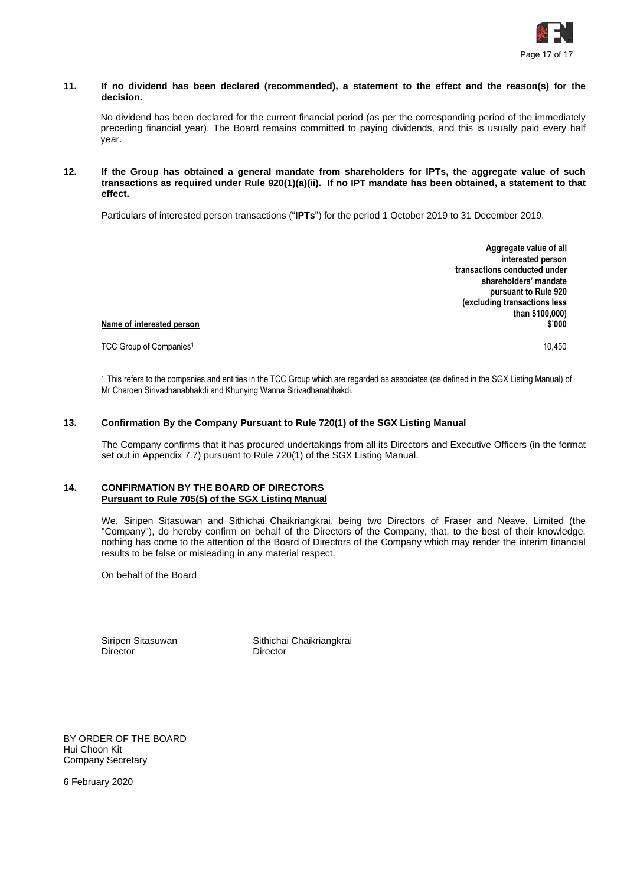**11. If no dividend has been declared (recommended), a statement to the effect and the reason(s) for the decision.**

No dividend has been declared for the current financial period (as per the corresponding period of the immediately preceding financial year). The Board remains committed to paying dividends, and this is usually paid every half year.

**12. If the Group has obtained a general mandate from shareholders for IPTs, the aggregate value of such transactions as required under Rule 920(1)(a)(ii). If no IPT mandate has been obtained, a statement to that effect.**

Particulars of interested person transactions ("**IPTs**") for the period 1 October 2019 to 31 December 2019.

| Name of interested person | Aggregate value of all interested person transactions conducted under shareholders' mandate pursuant to Rule 920 (excluding transactions less than \$100,000) \$'000 |
|---|---|
| TCC Group of Companies[1] | 10,450 |

[1] This refers to the companies and entities in the TCC Group which are regarded as associates (as defined in the SGX Listing Manual) of Mr Charoen Sirivadhanabhakdi and Khunying Wanna Sirivadhanabhakdi.

**13. Confirmation By the Company Pursuant to Rule 720(1) of the SGX Listing Manual**

The Company confirms that it has procured undertakings from all its Directors and Executive Officers (in the format set out in Appendix 7.7) pursuant to Rule 720(1) of the SGX Listing Manual.

**14. CONFIRMATION BY THE BOARD OF DIRECTORS**
**Pursuant to Rule 705(5) of the SGX Listing Manual**

We, Siripen Sitasuwan and Sithichai Chaikriangkrai, being two Directors of Fraser and Neave, Limited (the "Company"), do hereby confirm on behalf of the Directors of the Company, that, to the best of their knowledge, nothing has come to the attention of the Board of Directors of the Company which may render the interim financial results to be false or misleading in any material respect.

On behalf of the Board

Siripen Sitasuwan
Director

Sithichai Chaikriangkrai
Director

BY ORDER OF THE BOARD
Hui Choon Kit
Company Secretary

6 February 2020